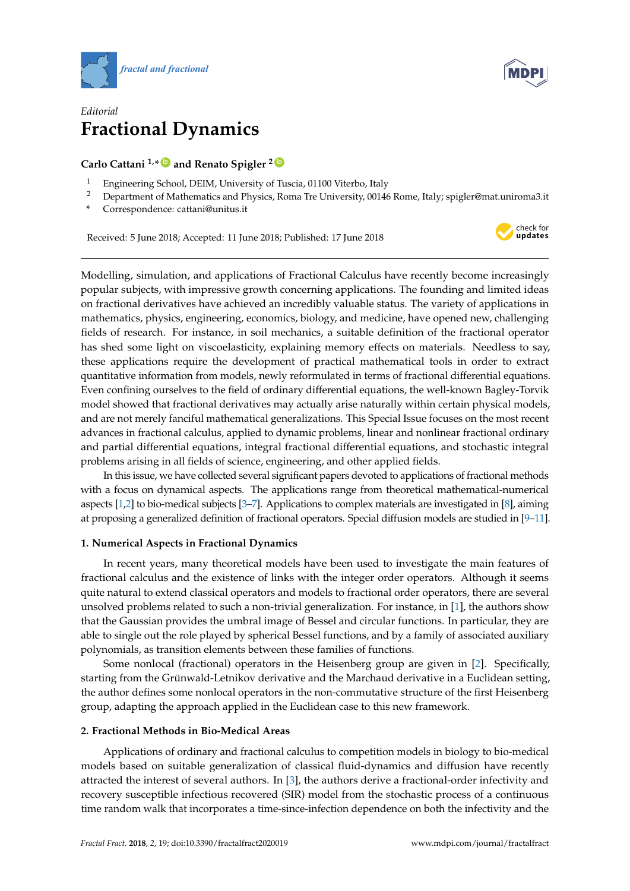*Editorial*

# Fractional Dynamics

**Carlo Cattani [1,*] and Renato Spigler [2]**

[1] Engineering School, DEIM, University of Tuscia, 01100 Viterbo, Italy
[2] Department of Mathematics and Physics, Roma Tre University, 00146 Rome, Italy; spigler@mat.uniroma3.it
[*] Correspondence: cattani@unitus.it

Received: 5 June 2018; Accepted: 11 June 2018; Published: 17 June 2018

Modelling, simulation, and applications of Fractional Calculus have recently become increasingly popular subjects, with impressive growth concerning applications. The founding and limited ideas on fractional derivatives have achieved an incredibly valuable status. The variety of applications in mathematics, physics, engineering, economics, biology, and medicine, have opened new, challenging fields of research. For instance, in soil mechanics, a suitable definition of the fractional operator has shed some light on viscoelasticity, explaining memory effects on materials. Needless to say, these applications require the development of practical mathematical tools in order to extract quantitative information from models, newly reformulated in terms of fractional differential equations. Even confining ourselves to the field of ordinary differential equations, the well-known Bagley-Torvik model showed that fractional derivatives may actually arise naturally within certain physical models, and are not merely fanciful mathematical generalizations. This Special Issue focuses on the most recent advances in fractional calculus, applied to dynamic problems, linear and nonlinear fractional ordinary and partial differential equations, integral fractional differential equations, and stochastic integral problems arising in all fields of science, engineering, and other applied fields.

In this issue, we have collected several significant papers devoted to applications of fractional methods with a focus on dynamical aspects. The applications range from theoretical mathematical-numerical aspects [1,2] to bio-medical subjects [3–7]. Applications to complex materials are investigated in [8], aiming at proposing a generalized definition of fractional operators. Special diffusion models are studied in [9–11].

## 1. Numerical Aspects in Fractional Dynamics

In recent years, many theoretical models have been used to investigate the main features of fractional calculus and the existence of links with the integer order operators. Although it seems quite natural to extend classical operators and models to fractional order operators, there are several unsolved problems related to such a non-trivial generalization. For instance, in [1], the authors show that the Gaussian provides the umbral image of Bessel and circular functions. In particular, they are able to single out the role played by spherical Bessel functions, and by a family of associated auxiliary polynomials, as transition elements between these families of functions.

Some nonlocal (fractional) operators in the Heisenberg group are given in [2]. Specifically, starting from the Grünwald-Letnikov derivative and the Marchaud derivative in a Euclidean setting, the author defines some nonlocal operators in the non-commutative structure of the first Heisenberg group, adapting the approach applied in the Euclidean case to this new framework.

## 2. Fractional Methods in Bio-Medical Areas

Applications of ordinary and fractional calculus to competition models in biology to bio-medical models based on suitable generalization of classical fluid-dynamics and diffusion have recently attracted the interest of several authors. In [3], the authors derive a fractional-order infectivity and recovery susceptible infectious recovered (SIR) model from the stochastic process of a continuous time random walk that incorporates a time-since-infection dependence on both the infectivity and the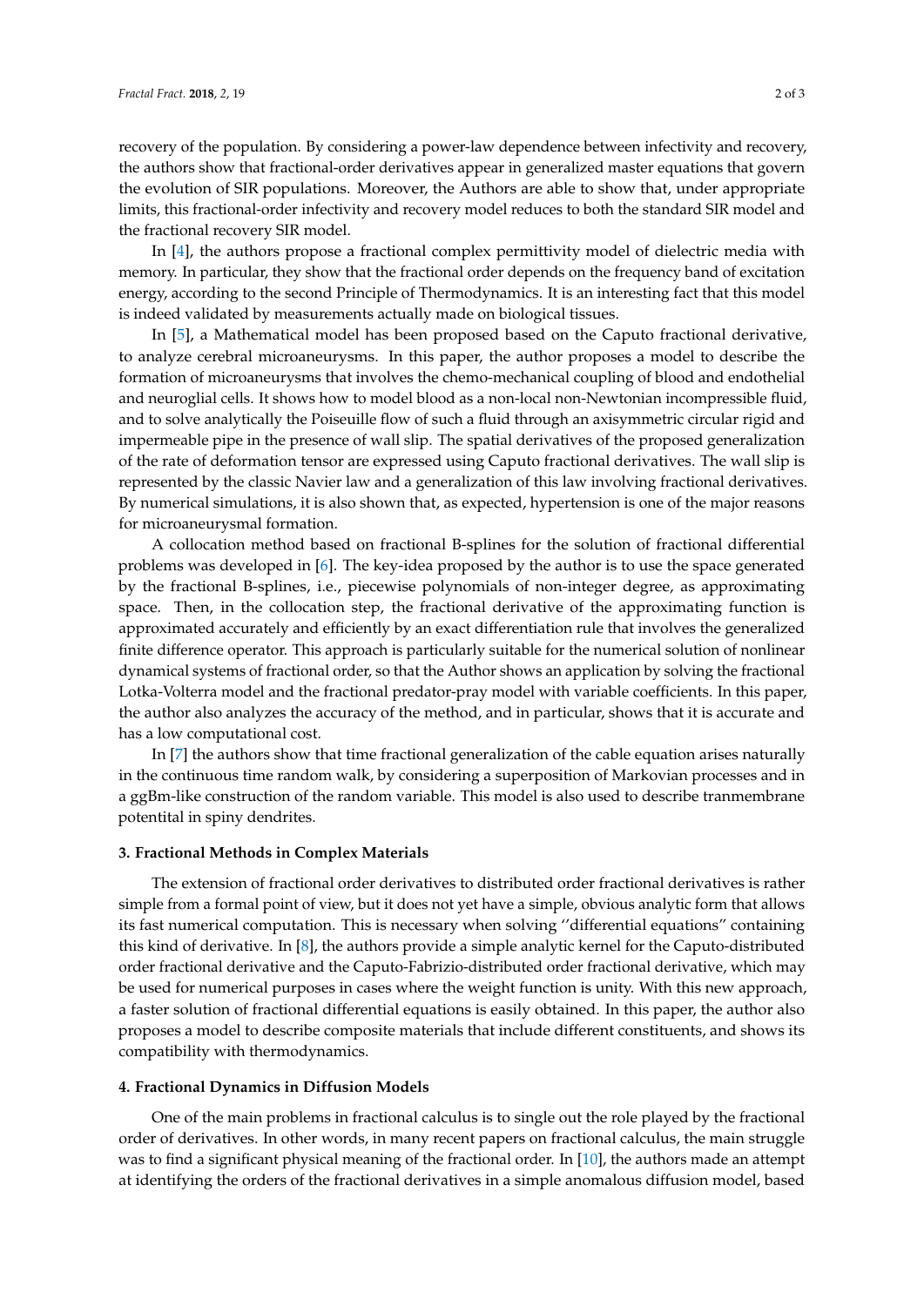recovery of the population. By considering a power-law dependence between infectivity and recovery, the authors show that fractional-order derivatives appear in generalized master equations that govern the evolution of SIR populations. Moreover, the Authors are able to show that, under appropriate limits, this fractional-order infectivity and recovery model reduces to both the standard SIR model and the fractional recovery SIR model.

In [4], the authors propose a fractional complex permittivity model of dielectric media with memory. In particular, they show that the fractional order depends on the frequency band of excitation energy, according to the second Principle of Thermodynamics. It is an interesting fact that this model is indeed validated by measurements actually made on biological tissues.

In [5], a Mathematical model has been proposed based on the Caputo fractional derivative, to analyze cerebral microaneurysms. In this paper, the author proposes a model to describe the formation of microaneurysms that involves the chemo-mechanical coupling of blood and endothelial and neuroglial cells. It shows how to model blood as a non-local non-Newtonian incompressible fluid, and to solve analytically the Poiseuille flow of such a fluid through an axisymmetric circular rigid and impermeable pipe in the presence of wall slip. The spatial derivatives of the proposed generalization of the rate of deformation tensor are expressed using Caputo fractional derivatives. The wall slip is represented by the classic Navier law and a generalization of this law involving fractional derivatives. By numerical simulations, it is also shown that, as expected, hypertension is one of the major reasons for microaneurysmal formation.

A collocation method based on fractional B-splines for the solution of fractional differential problems was developed in [6]. The key-idea proposed by the author is to use the space generated by the fractional B-splines, i.e., piecewise polynomials of non-integer degree, as approximating space. Then, in the collocation step, the fractional derivative of the approximating function is approximated accurately and efficiently by an exact differentiation rule that involves the generalized finite difference operator. This approach is particularly suitable for the numerical solution of nonlinear dynamical systems of fractional order, so that the Author shows an application by solving the fractional Lotka-Volterra model and the fractional predator-pray model with variable coefficients. In this paper, the author also analyzes the accuracy of the method, and in particular, shows that it is accurate and has a low computational cost.

In [7] the authors show that time fractional generalization of the cable equation arises naturally in the continuous time random walk, by considering a superposition of Markovian processes and in a ggBm-like construction of the random variable. This model is also used to describe tranmembrane potentital in spiny dendrites.

## 3. Fractional Methods in Complex Materials

The extension of fractional order derivatives to distributed order fractional derivatives is rather simple from a formal point of view, but it does not yet have a simple, obvious analytic form that allows its fast numerical computation. This is necessary when solving ''differential equations" containing this kind of derivative. In [8], the authors provide a simple analytic kernel for the Caputo-distributed order fractional derivative and the Caputo-Fabrizio-distributed order fractional derivative, which may be used for numerical purposes in cases where the weight function is unity. With this new approach, a faster solution of fractional differential equations is easily obtained. In this paper, the author also proposes a model to describe composite materials that include different constituents, and shows its compatibility with thermodynamics.

## 4. Fractional Dynamics in Diffusion Models

One of the main problems in fractional calculus is to single out the role played by the fractional order of derivatives. In other words, in many recent papers on fractional calculus, the main struggle was to find a significant physical meaning of the fractional order. In [10], the authors made an attempt at identifying the orders of the fractional derivatives in a simple anomalous diffusion model, based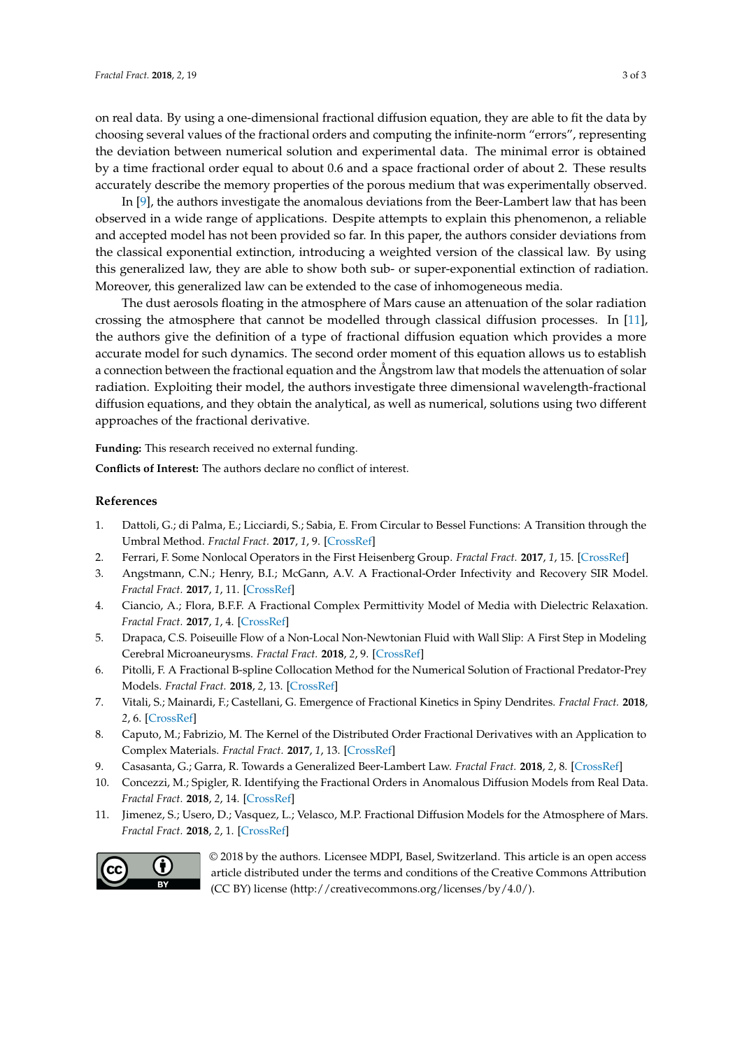on real data. By using a one-dimensional fractional diffusion equation, they are able to fit the data by choosing several values of the fractional orders and computing the infinite-norm "errors", representing the deviation between numerical solution and experimental data. The minimal error is obtained by a time fractional order equal to about 0.6 and a space fractional order of about 2. These results accurately describe the memory properties of the porous medium that was experimentally observed.

In [9], the authors investigate the anomalous deviations from the Beer-Lambert law that has been observed in a wide range of applications. Despite attempts to explain this phenomenon, a reliable and accepted model has not been provided so far. In this paper, the authors consider deviations from the classical exponential extinction, introducing a weighted version of the classical law. By using this generalized law, they are able to show both sub- or super-exponential extinction of radiation. Moreover, this generalized law can be extended to the case of inhomogeneous media.

The dust aerosols floating in the atmosphere of Mars cause an attenuation of the solar radiation crossing the atmosphere that cannot be modelled through classical diffusion processes. In [11], the authors give the definition of a type of fractional diffusion equation which provides a more accurate model for such dynamics. The second order moment of this equation allows us to establish a connection between the fractional equation and the Ångstrom law that models the attenuation of solar radiation. Exploiting their model, the authors investigate three dimensional wavelength-fractional diffusion equations, and they obtain the analytical, as well as numerical, solutions using two different approaches of the fractional derivative.

**Funding:** This research received no external funding.

**Conflicts of Interest:** The authors declare no conflict of interest.

## References

1. Dattoli, G.; di Palma, E.; Licciardi, S.; Sabia, E. From Circular to Bessel Functions: A Transition through the Umbral Method. *Fractal Fract.* **2017**, *1*, 9. [CrossRef]
2. Ferrari, F. Some Nonlocal Operators in the First Heisenberg Group. *Fractal Fract.* **2017**, *1*, 15. [CrossRef]
3. Angstmann, C.N.; Henry, B.I.; McGann, A.V. A Fractional-Order Infectivity and Recovery SIR Model. *Fractal Fract.* **2017**, *1*, 11. [CrossRef]
4. Ciancio, A.; Flora, B.F.F. A Fractional Complex Permittivity Model of Media with Dielectric Relaxation. *Fractal Fract.* **2017**, *1*, 4. [CrossRef]
5. Drapaca, C.S. Poiseuille Flow of a Non-Local Non-Newtonian Fluid with Wall Slip: A First Step in Modeling Cerebral Microaneurysms. *Fractal Fract.* **2018**, *2*, 9. [CrossRef]
6. Pitolli, F. A Fractional B-spline Collocation Method for the Numerical Solution of Fractional Predator-Prey Models. *Fractal Fract.* **2018**, *2*, 13. [CrossRef]
7. Vitali, S.; Mainardi, F.; Castellani, G. Emergence of Fractional Kinetics in Spiny Dendrites. *Fractal Fract.* **2018**, *2*, 6. [CrossRef]
8. Caputo, M.; Fabrizio, M. The Kernel of the Distributed Order Fractional Derivatives with an Application to Complex Materials. *Fractal Fract.* **2017**, *1*, 13. [CrossRef]
9. Casasanta, G.; Garra, R. Towards a Generalized Beer-Lambert Law. *Fractal Fract.* **2018**, *2*, 8. [CrossRef]
10. Concezzi, M.; Spigler, R. Identifying the Fractional Orders in Anomalous Diffusion Models from Real Data. *Fractal Fract.* **2018**, *2*, 14. [CrossRef]
11. Jimenez, S.; Usero, D.; Vasquez, L.; Velasco, M.P. Fractional Diffusion Models for the Atmosphere of Mars. *Fractal Fract.* **2018**, *2*, 1. [CrossRef]

© 2018 by the authors. Licensee MDPI, Basel, Switzerland. This article is an open access article distributed under the terms and conditions of the Creative Commons Attribution (CC BY) license (http://creativecommons.org/licenses/by/4.0/).